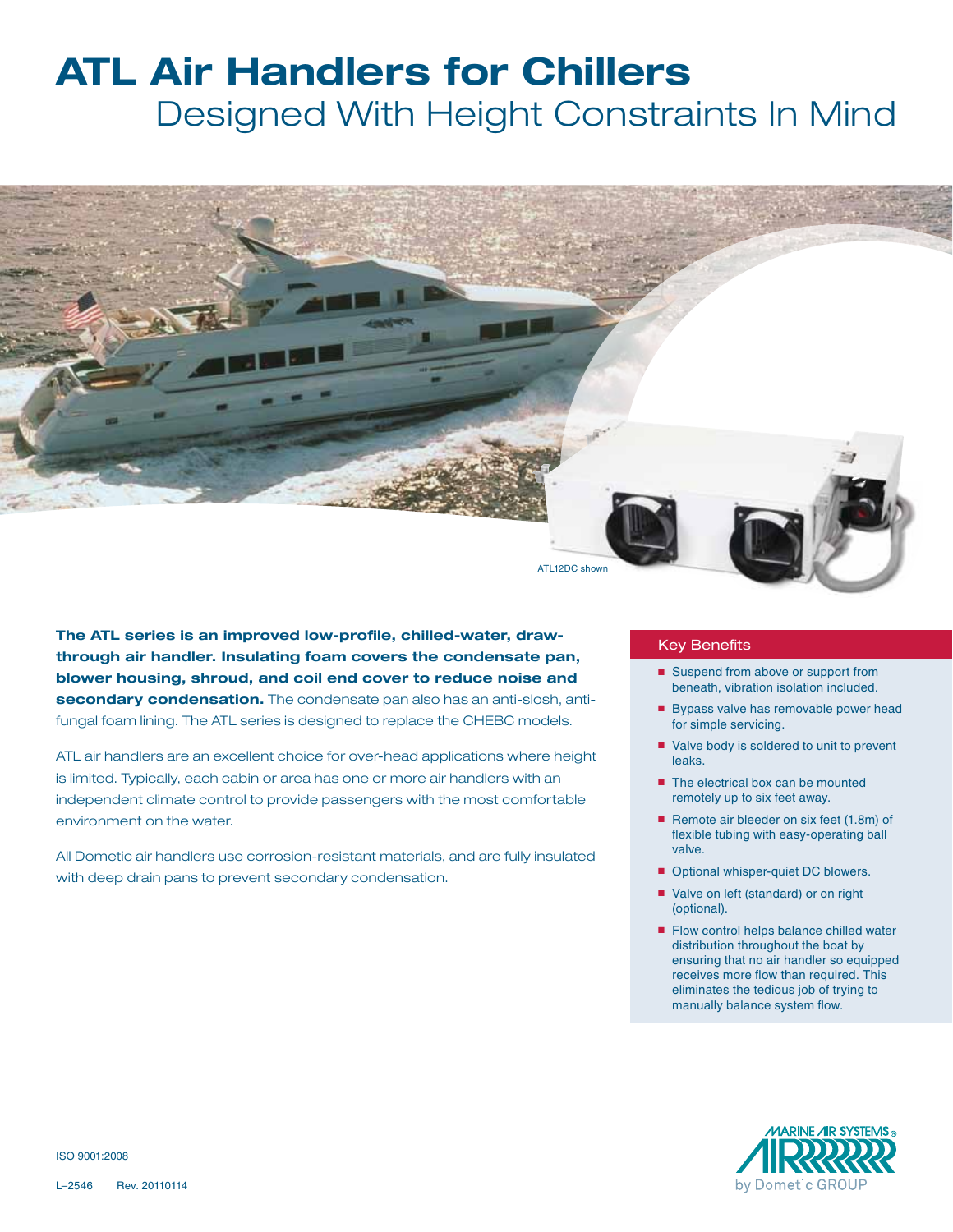# ATL Air Handlers for Chillers

## Designed With Height Constraints In Mind

ATL12DC shown

**The ATL series is an improved low-profile, chilled-water, draw-through air handler. Insulating foam covers the condensate pan, blower housing, shroud, and coil end cover to reduce noise and secondary condensation.** The condensate pan also has an anti-slosh, anti-fungal foam lining. The ATL series is designed to replace the CHEBC models.

ATL air handlers are an excellent choice for over-head applications where height is limited. Typically, each cabin or area has one or more air handlers with an independent climate control to provide passengers with the most comfortable environment on the water.

All Dometic air handlers use corrosion-resistant materials, and are fully insulated with deep drain pans to prevent secondary condensation.

### Key Benefits

- Suspend from above or support from beneath, vibration isolation included.
- Bypass valve has removable power head for simple servicing.
- Valve body is soldered to unit to prevent leaks.
- The electrical box can be mounted remotely up to six feet away.
- Remote air bleeder on six feet (1.8m) of flexible tubing with easy-operating ball valve.
- Optional whisper-quiet DC blowers.
- Valve on left (standard) or on right (optional).
- Flow control helps balance chilled water distribution throughout the boat by ensuring that no air handler so equipped receives more flow than required. This eliminates the tedious job of trying to manually balance system flow.

ISO 9001:2008

L–2546 Rev. 20110114

MARINE AIR SYSTEMS® by Dometic GROUP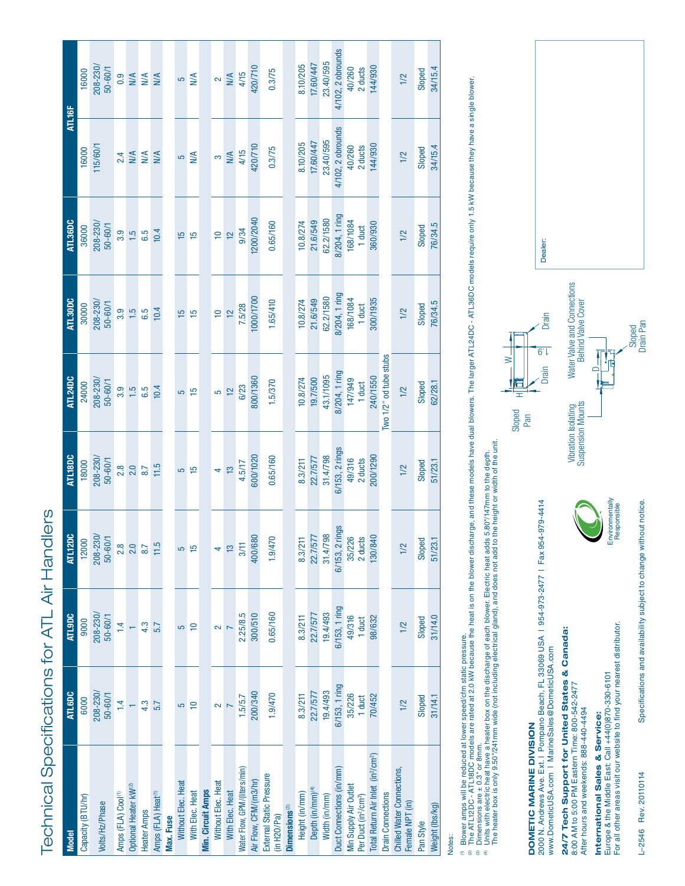# Technical Specifications for ATL Air Handlers

| Model | ATL6DC | ATL9DC | ATL12DC | ATL18DC | ATL24DC | ATL30DC | ATL36DC | ATL16F | |
|---|---|---|---|---|---|---|---|---|---|
| Capacity (BTU/hr) | 6000 | 9000 | 12000 | 18000 | 24000 | 30000 | 36000 | 16000 | 16000 |
| Volts/Hz/Phase | 208-230/ 50-60/1 | 208-230/ 50-60/1 | 208-230/ 50-60/1 | 208-230/ 50-60/1 | 208-230/ 50-60/1 | 208-230/ 50-60/1 | 208-230/ 50-60/1 | 115/60/1 | 208-230/ 50-60/1 |
| Amps (FLA) Cool[1] | 1.4 | 1.4 | 2.8 | 2.8 | 3.9 | 3.9 | 3.9 | 2.4 | 0.9 |
| Optional Heater kW[2] | 1 | 1 | 2.0 | 2.0 | 1.5 | 1.5 | 1.5 | N/A | N/A |
| Heater Amps | 4.3 | 4.3 | 8.7 | 8.7 | 6.5 | 6.5 | 6.5 | N/A | N/A |
| Amps (FLA) Heat[1] | 5.7 | 5.7 | 11.5 | 11.5 | 10.4 | 10.4 | 10.4 | N/A | N/A |
| **Max. Fuse** | | | | | | | | | |
| Without Elec. Heat | 5 | 5 | 5 | 5 | 5 | 15 | 15 | 5 | 5 |
| With Elec. Heat | 10 | 10 | 15 | 15 | 15 | 15 | 15 | N/A | N/A |
| **Min. Circuit Amps** | | | | | | | | | |
| Without Elec. Heat | 2 | 2 | 4 | 4 | 5 | 10 | 10 | 3 | 2 |
| With Elec. Heat | 7 | 7 | 13 | 13 | 12 | 12 | 12 | N/A | N/A |
| Water Flow, GPM/(liters/min) | 1.5/5.7 | 2.25/8.5 | 3/11 | 4.5/17 | 6/23 | 7.5/28 | 9/34 | 4/15 | 4/15 |
| Air Flow, CFM/(m3/hr) | 200/340 | 300/510 | 400/680 | 600/1020 | 800/1360 | 1000/1700 | 1200/2040 | 420/710 | 420/710 |
| External Static Pressure (in H2O/Pa) | 1.9/470 | 0.65/160 | 1.9/470 | 0.65/160 | 1.5/370 | 1.65/410 | 0.65/160 | 0.3/75 | 0.3/75 |
| **Dimensions**[3] | | | | | | | | | |
| Height (in/mm) | 8.3/211 | 8.3/211 | 8.3/211 | 8.3/211 | 10.8/274 | 10.8/274 | 10.8/274 | 8.10/205 | 8.10/205 |
| Depth (in/mm)[4] | 22.7/577 | 22.7/577 | 22.7/577 | 22.7/577 | 19.7/500 | 21.6/549 | 21.6/549 | 17.60/447 | 17.60/447 |
| Width (in/mm) | 19.4/493 | 19.4/493 | 31.4/798 | 31.4/798 | 43.1/1095 | 62.2/1580 | 62.2/1580 | 23.40/595 | 23.40/595 |
| Duct Connections (in/mm) | 6/153, 1 ring | 6/153, 1 ring | 6/153, 2 rings | 6/153, 2 rings | 8/204, 1 ring | 8/204, 1 ring | 8/204, 1 ring | 4/102, 2 obrounds | 4/102, 2 obrounds |
| Min Supply Air Outlet Per Duct (in²/cm²) | 35/226 1 duct | 49/316 1 duct | 35/226 2 ducts | 49/316 2 ducts | 147/949 1 duct | 168/1084 1 duct | 168/1084 1 duct | 40/260 2 ducts | 40/260 2 ducts |
| Total Return Air Inlet (in²/cm²) | 70/452 | 98/632 | 130/840 | 200/1290 | 240/1550 | 300/1935 | 360/930 | 144/930 | 144/930 |
| Drain Connections | Two 1/2" od tube stubs | | | | | | | | |
| Chilled Water Connections, Female NPT (in) | 1/2 | 1/2 | 1/2 | 1/2 | 1/2 | 1/2 | 1/2 | 1/2 | 1/2 |
| Pan Style | Sloped | Sloped | Sloped | Sloped | Sloped | Sloped | Sloped | Sloped | Sloped |
| Weight (lbs/kg) | 31/14.1 | 31/14.0 | 51/23.1 | 51/23.1 | 62/28.1 | 76/34.5 | 76/34.5 | 34/15.4 | 34/15.4 |

Notes:

[1] Blower amps will be reduced at lower speed/cfm static pressure.

[2] The ATL12DC - ATL18DC models are rated at 2.0 kW because the heat is on the blower discharge, and these models have dual blowers. The larger ATL24DC - ATL36DC models require only 1.5 kW because they have a single blower.

[3] Dimensions are ± 0.3" or 8mm.

[4] Units with electric heat have a heater box on the discharge of each blower. Electric heat adds 5.80"/147mm to the depth. The heater box is only 9.50"/241mm wide (not including electrical gland), and does not add to the height or width of the unit.

Sloped Pan

H

W

Drain

1.6"

Drain

Vibration Isolating Suspension Mounts

D

Water Valve and Connections Behind Valve Cover

Sloped Drain Pan

Dealer:

**DOMETIC MARINE DIVISION**
2000 N. Andrews Ave. Ext. | Pompano Beach, FL 33069 USA | 954-973-2477 | Fax 954-979-4414
www.DometicUSA.com | MarineSales@DometicUSA.com

**24/7 Tech Support for United States & Canada:**
8:00 AM to 5:00 PM Eastern Time: 800-542-2477
After hours and weekends: 888-440-4494

**International Sales & Service:**
Europe & the Middle East: Call +44(0)870-330-6101
For all other areas visit our website to find your nearest distributor.

Environmentally Responsible

L-2546 Rev. 20110114

Specifications and availability subject to change without notice.